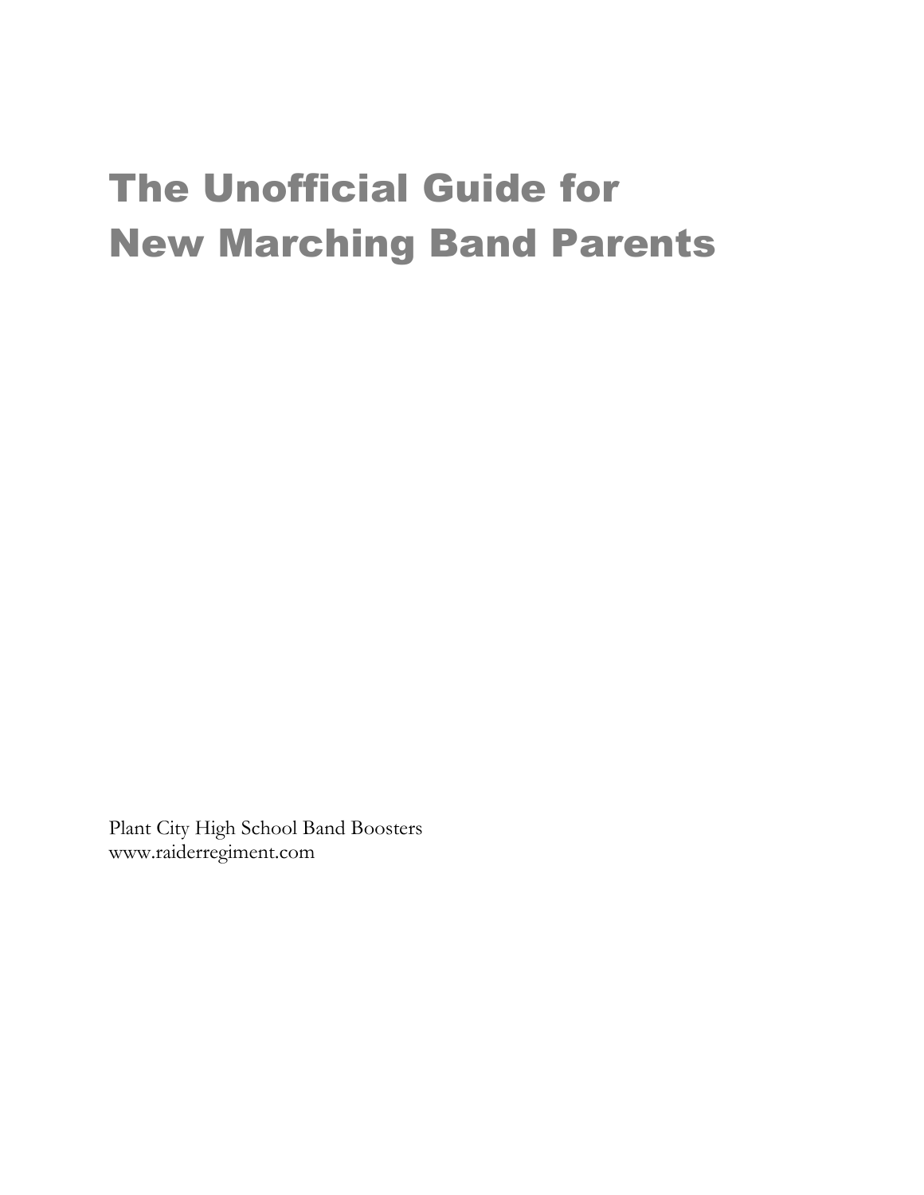# The Unofficial Guide for New Marching Band Parents

Plant City High School Band Boosters
www.raiderregiment.com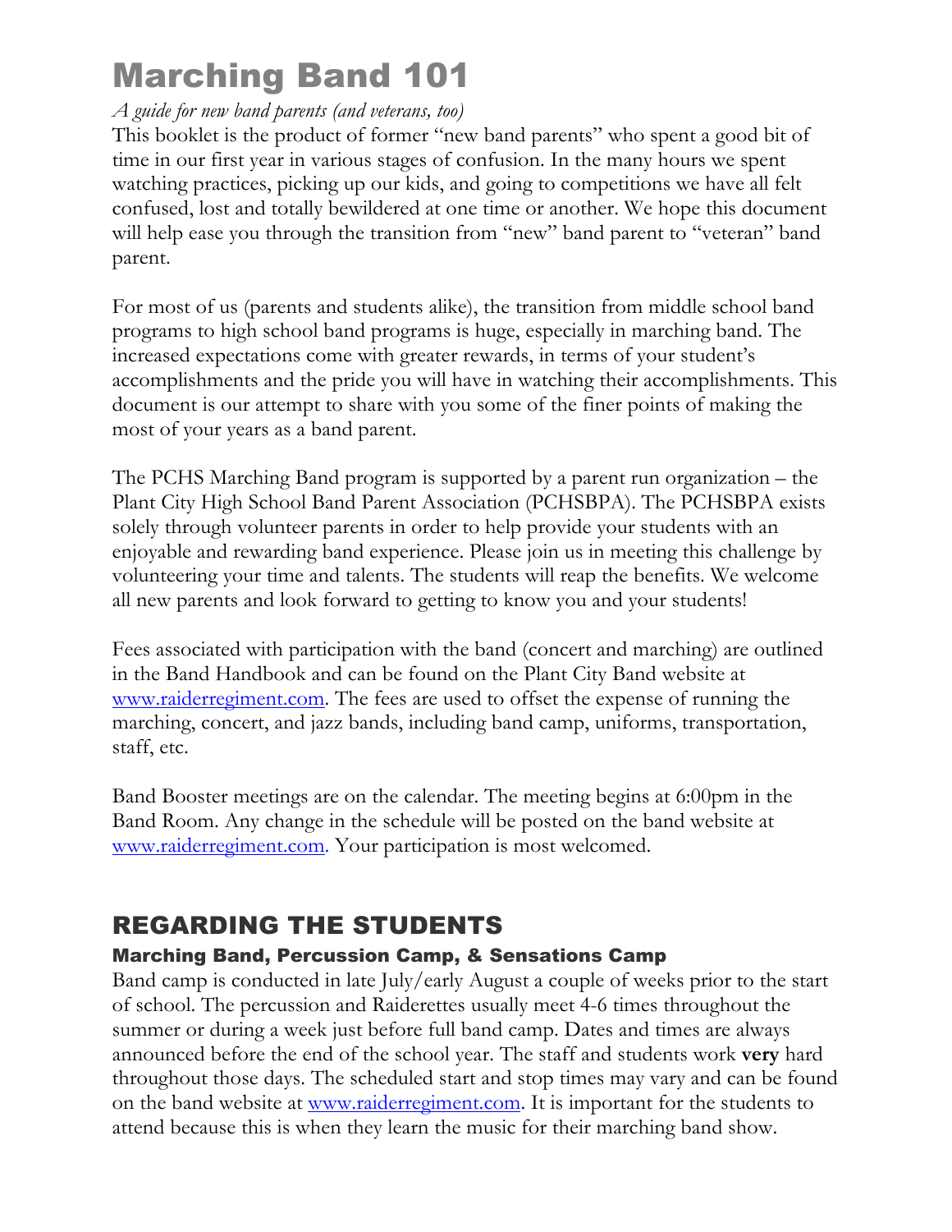# Marching Band 101

*A guide for new band parents (and veterans, too)*

This booklet is the product of former "new band parents" who spent a good bit of time in our first year in various stages of confusion. In the many hours we spent watching practices, picking up our kids, and going to competitions we have all felt confused, lost and totally bewildered at one time or another. We hope this document will help ease you through the transition from "new" band parent to "veteran" band parent.

For most of us (parents and students alike), the transition from middle school band programs to high school band programs is huge, especially in marching band. The increased expectations come with greater rewards, in terms of your student's accomplishments and the pride you will have in watching their accomplishments. This document is our attempt to share with you some of the finer points of making the most of your years as a band parent.

The PCHS Marching Band program is supported by a parent run organization – the Plant City High School Band Parent Association (PCHSBPA). The PCHSBPA exists solely through volunteer parents in order to help provide your students with an enjoyable and rewarding band experience. Please join us in meeting this challenge by volunteering your time and talents. The students will reap the benefits. We welcome all new parents and look forward to getting to know you and your students!

Fees associated with participation with the band (concert and marching) are outlined in the Band Handbook and can be found on the Plant City Band website at www.raiderregiment.com. The fees are used to offset the expense of running the marching, concert, and jazz bands, including band camp, uniforms, transportation, staff, etc.

Band Booster meetings are on the calendar. The meeting begins at 6:00pm in the Band Room. Any change in the schedule will be posted on the band website at www.raiderregiment.com. Your participation is most welcomed.

## REGARDING THE STUDENTS

### Marching Band, Percussion Camp, & Sensations Camp

Band camp is conducted in late July/early August a couple of weeks prior to the start of school. The percussion and Raiderettes usually meet 4-6 times throughout the summer or during a week just before full band camp. Dates and times are always announced before the end of the school year. The staff and students work **very** hard throughout those days. The scheduled start and stop times may vary and can be found on the band website at www.raiderregiment.com. It is important for the students to attend because this is when they learn the music for their marching band show.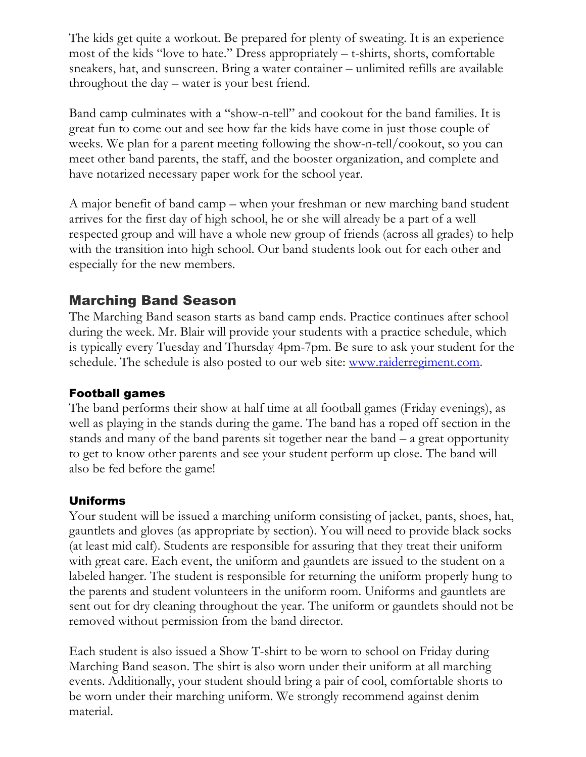The kids get quite a workout. Be prepared for plenty of sweating. It is an experience most of the kids "love to hate." Dress appropriately – t-shirts, shorts, comfortable sneakers, hat, and sunscreen. Bring a water container – unlimited refills are available throughout the day – water is your best friend.

Band camp culminates with a "show-n-tell" and cookout for the band families. It is great fun to come out and see how far the kids have come in just those couple of weeks. We plan for a parent meeting following the show-n-tell/cookout, so you can meet other band parents, the staff, and the booster organization, and complete and have notarized necessary paper work for the school year.

A major benefit of band camp – when your freshman or new marching band student arrives for the first day of high school, he or she will already be a part of a well respected group and will have a whole new group of friends (across all grades) to help with the transition into high school. Our band students look out for each other and especially for the new members.

## Marching Band Season

The Marching Band season starts as band camp ends. Practice continues after school during the week. Mr. Blair will provide your students with a practice schedule, which is typically every Tuesday and Thursday 4pm-7pm. Be sure to ask your student for the schedule. The schedule is also posted to our web site: [www.raiderregiment.com](http://www.raiderregiment.com).

### Football games

The band performs their show at half time at all football games (Friday evenings), as well as playing in the stands during the game. The band has a roped off section in the stands and many of the band parents sit together near the band – a great opportunity to get to know other parents and see your student perform up close. The band will also be fed before the game!

### Uniforms

Your student will be issued a marching uniform consisting of jacket, pants, shoes, hat, gauntlets and gloves (as appropriate by section). You will need to provide black socks (at least mid calf). Students are responsible for assuring that they treat their uniform with great care. Each event, the uniform and gauntlets are issued to the student on a labeled hanger. The student is responsible for returning the uniform properly hung to the parents and student volunteers in the uniform room. Uniforms and gauntlets are sent out for dry cleaning throughout the year. The uniform or gauntlets should not be removed without permission from the band director.

Each student is also issued a Show T-shirt to be worn to school on Friday during Marching Band season. The shirt is also worn under their uniform at all marching events. Additionally, your student should bring a pair of cool, comfortable shorts to be worn under their marching uniform. We strongly recommend against denim material.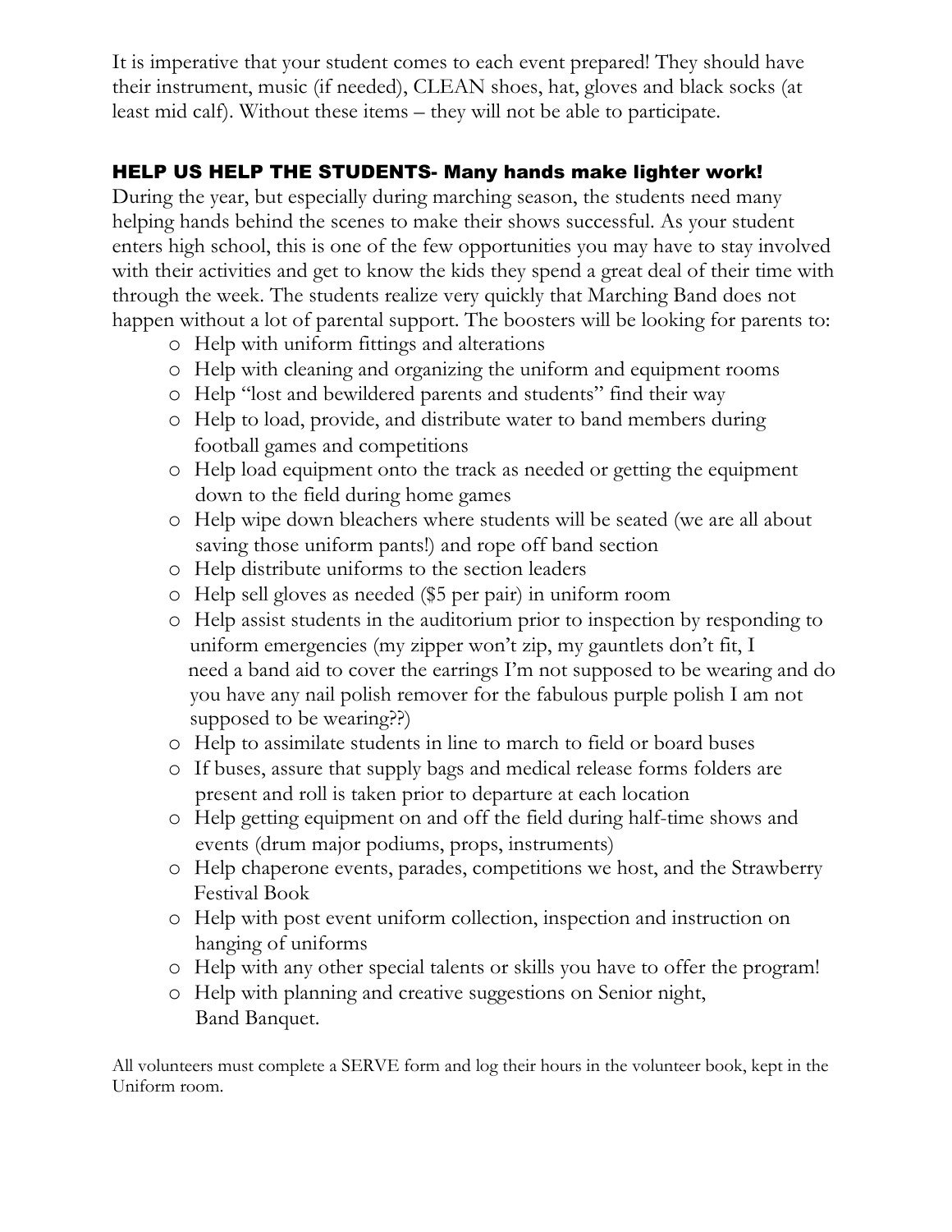It is imperative that your student comes to each event prepared! They should have their instrument, music (if needed), CLEAN shoes, hat, gloves and black socks (at least mid calf). Without these items – they will not be able to participate.

## HELP US HELP THE STUDENTS- Many hands make lighter work!

During the year, but especially during marching season, the students need many helping hands behind the scenes to make their shows successful. As your student enters high school, this is one of the few opportunities you may have to stay involved with their activities and get to know the kids they spend a great deal of their time with through the week. The students realize very quickly that Marching Band does not happen without a lot of parental support. The boosters will be looking for parents to:

- Help with uniform fittings and alterations
- Help with cleaning and organizing the uniform and equipment rooms
- Help "lost and bewildered parents and students" find their way
- Help to load, provide, and distribute water to band members during football games and competitions
- Help load equipment onto the track as needed or getting the equipment down to the field during home games
- Help wipe down bleachers where students will be seated (we are all about saving those uniform pants!) and rope off band section
- Help distribute uniforms to the section leaders
- Help sell gloves as needed ($5 per pair) in uniform room
- Help assist students in the auditorium prior to inspection by responding to uniform emergencies (my zipper won't zip, my gauntlets don't fit, I need a band aid to cover the earrings I'm not supposed to be wearing and do you have any nail polish remover for the fabulous purple polish I am not supposed to be wearing??)
- Help to assimilate students in line to march to field or board buses
- If buses, assure that supply bags and medical release forms folders are present and roll is taken prior to departure at each location
- Help getting equipment on and off the field during half-time shows and events (drum major podiums, props, instruments)
- Help chaperone events, parades, competitions we host, and the Strawberry Festival Book
- Help with post event uniform collection, inspection and instruction on hanging of uniforms
- Help with any other special talents or skills you have to offer the program!
- Help with planning and creative suggestions on Senior night, Band Banquet.

All volunteers must complete a SERVE form and log their hours in the volunteer book, kept in the Uniform room.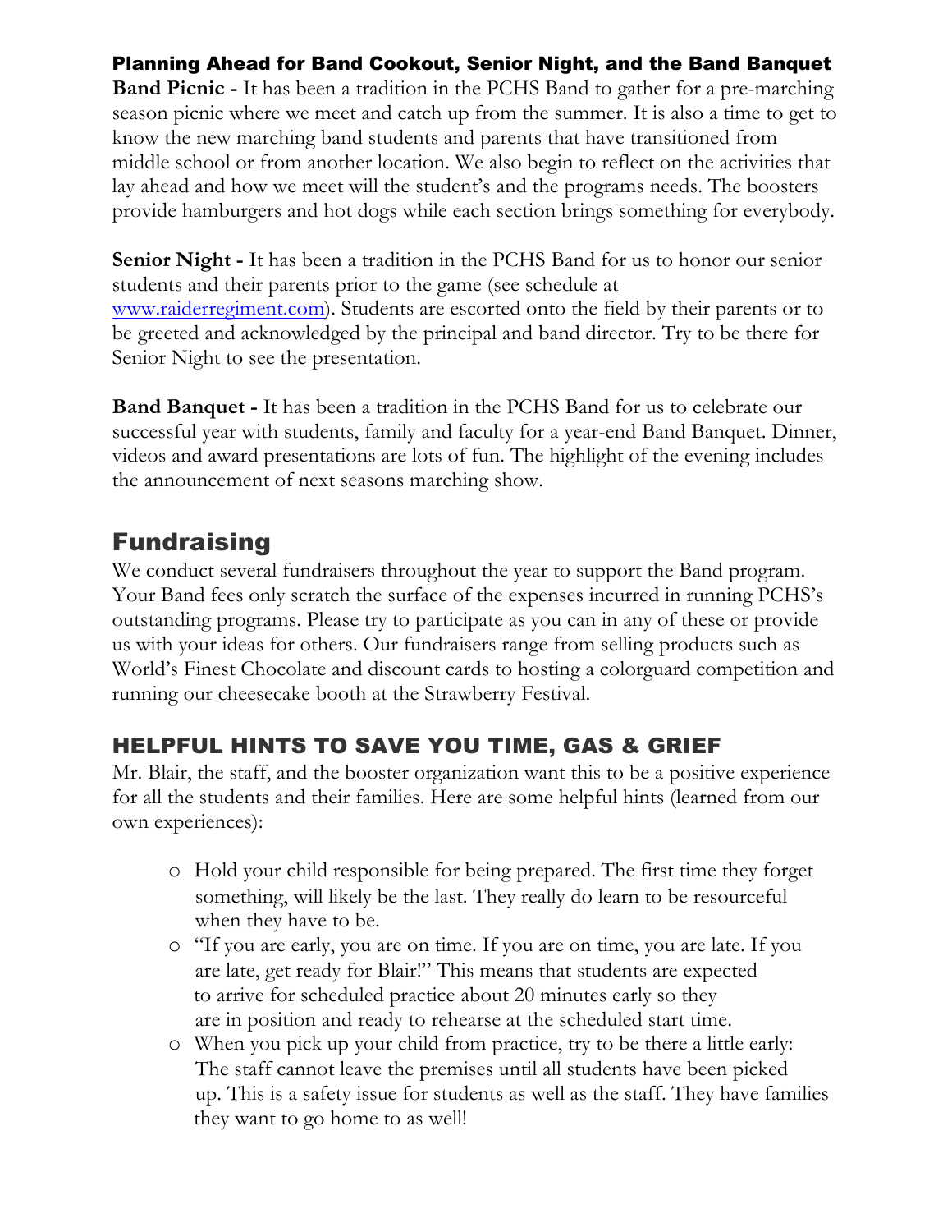### Planning Ahead for Band Cookout, Senior Night, and the Band Banquet

**Band Picnic -** It has been a tradition in the PCHS Band to gather for a pre-marching season picnic where we meet and catch up from the summer. It is also a time to get to know the new marching band students and parents that have transitioned from middle school or from another location. We also begin to reflect on the activities that lay ahead and how we meet will the student's and the programs needs. The boosters provide hamburgers and hot dogs while each section brings something for everybody.

**Senior Night -** It has been a tradition in the PCHS Band for us to honor our senior students and their parents prior to the game (see schedule at [www.raiderregiment.com](www.raiderregiment.com)). Students are escorted onto the field by their parents or to be greeted and acknowledged by the principal and band director. Try to be there for Senior Night to see the presentation.

**Band Banquet -** It has been a tradition in the PCHS Band for us to celebrate our successful year with students, family and faculty for a year-end Band Banquet. Dinner, videos and award presentations are lots of fun. The highlight of the evening includes the announcement of next seasons marching show.

## Fundraising

We conduct several fundraisers throughout the year to support the Band program. Your Band fees only scratch the surface of the expenses incurred in running PCHS's outstanding programs. Please try to participate as you can in any of these or provide us with your ideas for others. Our fundraisers range from selling products such as World's Finest Chocolate and discount cards to hosting a colorguard competition and running our cheesecake booth at the Strawberry Festival.

### HELPFUL HINTS TO SAVE YOU TIME, GAS & GRIEF

Mr. Blair, the staff, and the booster organization want this to be a positive experience for all the students and their families. Here are some helpful hints (learned from our own experiences):

- Hold your child responsible for being prepared. The first time they forget something, will likely be the last. They really do learn to be resourceful when they have to be.
- "If you are early, you are on time. If you are on time, you are late. If you are late, get ready for Blair!" This means that students are expected to arrive for scheduled practice about 20 minutes early so they are in position and ready to rehearse at the scheduled start time.
- When you pick up your child from practice, try to be there a little early: The staff cannot leave the premises until all students have been picked up. This is a safety issue for students as well as the staff. They have families they want to go home to as well!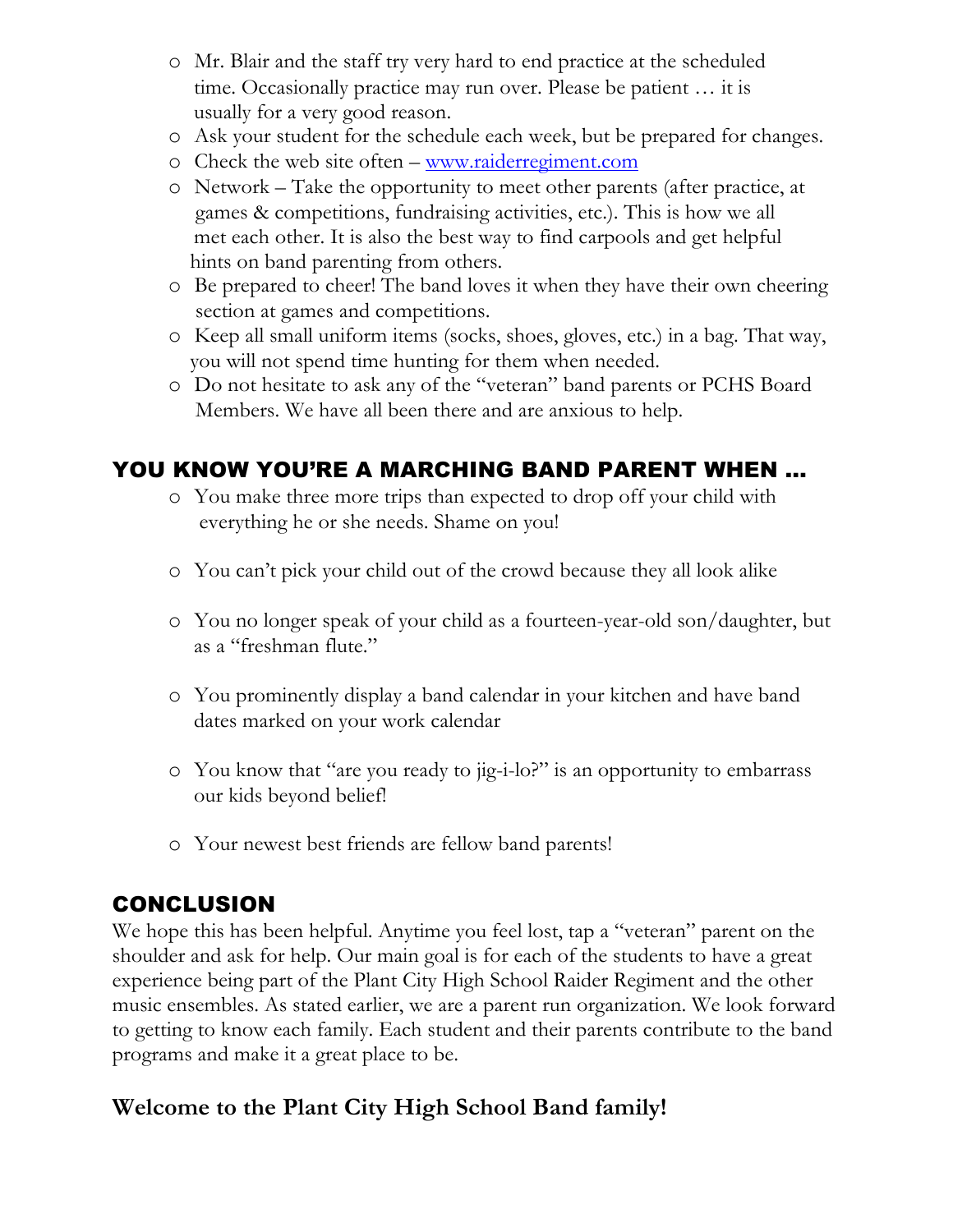- Mr. Blair and the staff try very hard to end practice at the scheduled time. Occasionally practice may run over. Please be patient … it is usually for a very good reason.
- Ask your student for the schedule each week, but be prepared for changes.
- Check the web site often – [www.raiderregiment.com](http://www.raiderregiment.com)
- Network – Take the opportunity to meet other parents (after practice, at games & competitions, fundraising activities, etc.). This is how we all met each other. It is also the best way to find carpools and get helpful hints on band parenting from others.
- Be prepared to cheer! The band loves it when they have their own cheering section at games and competitions.
- Keep all small uniform items (socks, shoes, gloves, etc.) in a bag. That way, you will not spend time hunting for them when needed.
- Do not hesitate to ask any of the "veteran" band parents or PCHS Board Members. We have all been there and are anxious to help.

## YOU KNOW YOU'RE A MARCHING BAND PARENT WHEN …

- You make three more trips than expected to drop off your child with everything he or she needs. Shame on you!
- You can't pick your child out of the crowd because they all look alike
- You no longer speak of your child as a fourteen-year-old son/daughter, but as a "freshman flute."
- You prominently display a band calendar in your kitchen and have band dates marked on your work calendar
- You know that "are you ready to jig-i-lo?" is an opportunity to embarrass our kids beyond belief!
- Your newest best friends are fellow band parents!

## CONCLUSION

We hope this has been helpful. Anytime you feel lost, tap a "veteran" parent on the shoulder and ask for help. Our main goal is for each of the students to have a great experience being part of the Plant City High School Raider Regiment and the other music ensembles. As stated earlier, we are a parent run organization. We look forward to getting to know each family. Each student and their parents contribute to the band programs and make it a great place to be.

## Welcome to the Plant City High School Band family!